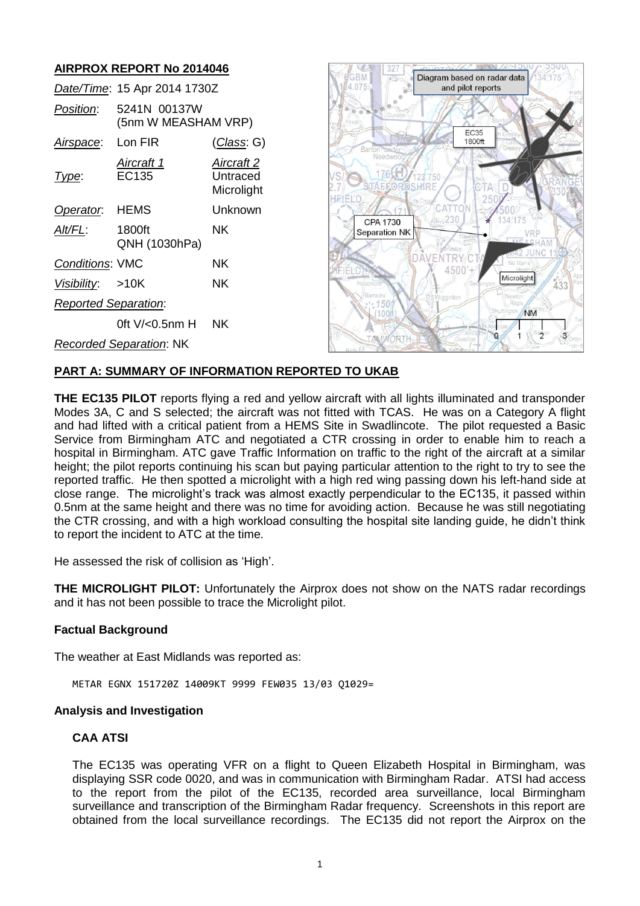## AIRPROX REPORT No 2014046

| | | |
|---|---|---|
| *Date/Time*: | 15 Apr 2014 1730Z | |
| *Position*: | 5241N 00137W (5nm W MEASHAM VRP) | |
| *Airspace*: | Lon FIR | (*Class*: G) |
| | *Aircraft 1* | *Aircraft 2* |
| *Type*: | EC135 | Untraced Microlight |
| *Operator*: | HEMS | Unknown |
| *Alt/FL*: | 1800ft QNH (1030hPa) | NK |
| *Conditions*: | VMC | NK |
| *Visibility*: | >10K | NK |
| *Reported Separation*: | | |
| | 0ft V/<0.5nm H | NK |
| *Recorded Separation*: | NK | |

Diagram based on radar data and pilot reports

EC35 1800ft

CPA 1730 Separation NK

Microlight

## PART A: SUMMARY OF INFORMATION REPORTED TO UKAB

**THE EC135 PILOT** reports flying a red and yellow aircraft with all lights illuminated and transponder Modes 3A, C and S selected; the aircraft was not fitted with TCAS. He was on a Category A flight and had lifted with a critical patient from a HEMS Site in Swadlincote. The pilot requested a Basic Service from Birmingham ATC and negotiated a CTR crossing in order to enable him to reach a hospital in Birmingham. ATC gave Traffic Information on traffic to the right of the aircraft at a similar height; the pilot reports continuing his scan but paying particular attention to the right to try to see the reported traffic. He then spotted a microlight with a high red wing passing down his left-hand side at close range. The microlight's track was almost exactly perpendicular to the EC135, it passed within 0.5nm at the same height and there was no time for avoiding action. Because he was still negotiating the CTR crossing, and with a high workload consulting the hospital site landing guide, he didn't think to report the incident to ATC at the time.

He assessed the risk of collision as 'High'.

**THE MICROLIGHT PILOT:** Unfortunately the Airprox does not show on the NATS radar recordings and it has not been possible to trace the Microlight pilot.

### Factual Background

The weather at East Midlands was reported as:

```
METAR EGNX 151720Z 14009KT 9999 FEW035 13/03 Q1029=
```

### Analysis and Investigation

#### CAA ATSI

The EC135 was operating VFR on a flight to Queen Elizabeth Hospital in Birmingham, was displaying SSR code 0020, and was in communication with Birmingham Radar. ATSI had access to the report from the pilot of the EC135, recorded area surveillance, local Birmingham surveillance and transcription of the Birmingham Radar frequency. Screenshots in this report are obtained from the local surveillance recordings. The EC135 did not report the Airprox on the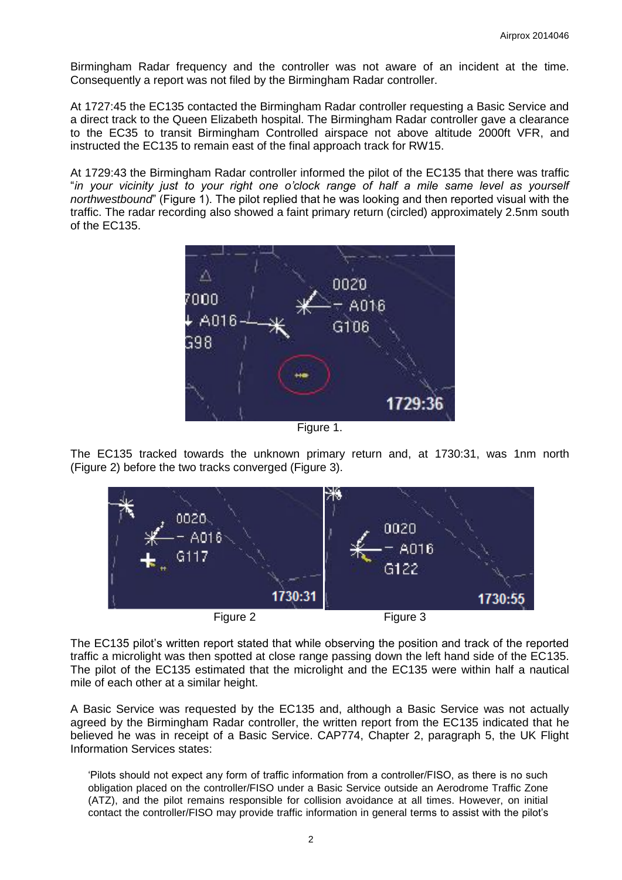Birmingham Radar frequency and the controller was not aware of an incident at the time. Consequently a report was not filed by the Birmingham Radar controller.

At 1727:45 the EC135 contacted the Birmingham Radar controller requesting a Basic Service and a direct track to the Queen Elizabeth hospital. The Birmingham Radar controller gave a clearance to the EC35 to transit Birmingham Controlled airspace not above altitude 2000ft VFR, and instructed the EC135 to remain east of the final approach track for RW15.

At 1729:43 the Birmingham Radar controller informed the pilot of the EC135 that there was traffic "*in your vicinity just to your right one o'clock range of half a mile same level as yourself northwestbound*" (Figure 1). The pilot replied that he was looking and then reported visual with the traffic. The radar recording also showed a faint primary return (circled) approximately 2.5nm south of the EC135.

Figure 1.

The EC135 tracked towards the unknown primary return and, at 1730:31, was 1nm north (Figure 2) before the two tracks converged (Figure 3).

Figure 2 Figure 3

The EC135 pilot's written report stated that while observing the position and track of the reported traffic a microlight was then spotted at close range passing down the left hand side of the EC135. The pilot of the EC135 estimated that the microlight and the EC135 were within half a nautical mile of each other at a similar height.

A Basic Service was requested by the EC135 and, although a Basic Service was not actually agreed by the Birmingham Radar controller, the written report from the EC135 indicated that he believed he was in receipt of a Basic Service. CAP774, Chapter 2, paragraph 5, the UK Flight Information Services states:

> 'Pilots should not expect any form of traffic information from a controller/FISO, as there is no such obligation placed on the controller/FISO under a Basic Service outside an Aerodrome Traffic Zone (ATZ), and the pilot remains responsible for collision avoidance at all times. However, on initial contact the controller/FISO may provide traffic information in general terms to assist with the pilot's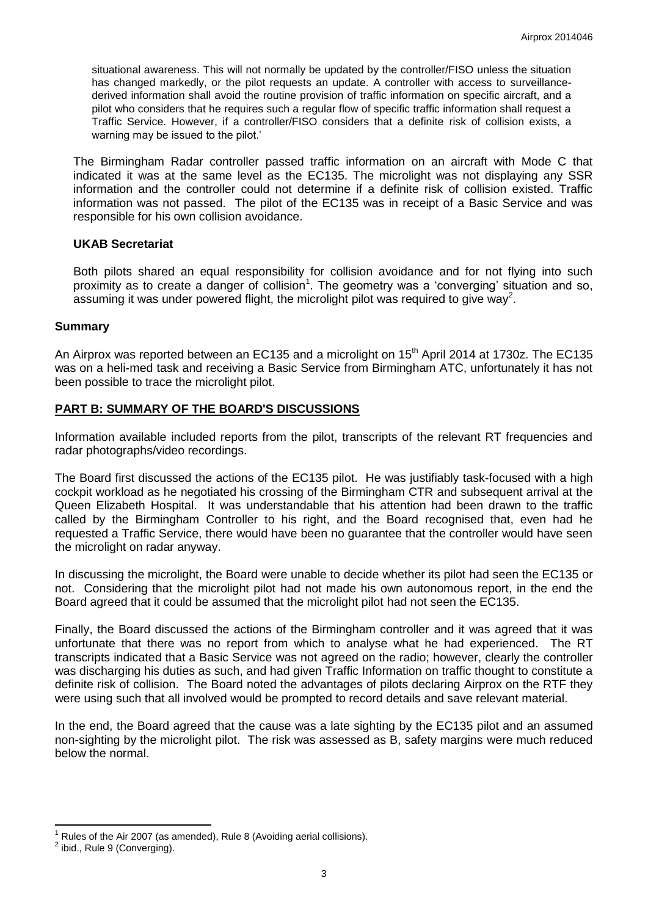situational awareness. This will not normally be updated by the controller/FISO unless the situation has changed markedly, or the pilot requests an update. A controller with access to surveillance-derived information shall avoid the routine provision of traffic information on specific aircraft, and a pilot who considers that he requires such a regular flow of specific traffic information shall request a Traffic Service. However, if a controller/FISO considers that a definite risk of collision exists, a warning may be issued to the pilot.'

The Birmingham Radar controller passed traffic information on an aircraft with Mode C that indicated it was at the same level as the EC135. The microlight was not displaying any SSR information and the controller could not determine if a definite risk of collision existed. Traffic information was not passed. The pilot of the EC135 was in receipt of a Basic Service and was responsible for his own collision avoidance.

### UKAB Secretariat

Both pilots shared an equal responsibility for collision avoidance and for not flying into such proximity as to create a danger of collision[1]. The geometry was a 'converging' situation and so, assuming it was under powered flight, the microlight pilot was required to give way[2].

## Summary

An Airprox was reported between an EC135 and a microlight on 15th April 2014 at 1730z. The EC135 was on a heli-med task and receiving a Basic Service from Birmingham ATC, unfortunately it has not been possible to trace the microlight pilot.

## PART B: SUMMARY OF THE BOARD'S DISCUSSIONS

Information available included reports from the pilot, transcripts of the relevant RT frequencies and radar photographs/video recordings.

The Board first discussed the actions of the EC135 pilot. He was justifiably task-focused with a high cockpit workload as he negotiated his crossing of the Birmingham CTR and subsequent arrival at the Queen Elizabeth Hospital. It was understandable that his attention had been drawn to the traffic called by the Birmingham Controller to his right, and the Board recognised that, even had he requested a Traffic Service, there would have been no guarantee that the controller would have seen the microlight on radar anyway.

In discussing the microlight, the Board were unable to decide whether its pilot had seen the EC135 or not. Considering that the microlight pilot had not made his own autonomous report, in the end the Board agreed that it could be assumed that the microlight pilot had not seen the EC135.

Finally, the Board discussed the actions of the Birmingham controller and it was agreed that it was unfortunate that there was no report from which to analyse what he had experienced. The RT transcripts indicated that a Basic Service was not agreed on the radio; however, clearly the controller was discharging his duties as such, and had given Traffic Information on traffic thought to constitute a definite risk of collision. The Board noted the advantages of pilots declaring Airprox on the RTF they were using such that all involved would be prompted to record details and save relevant material.

In the end, the Board agreed that the cause was a late sighting by the EC135 pilot and an assumed non-sighting by the microlight pilot. The risk was assessed as B, safety margins were much reduced below the normal.

---

[1] Rules of the Air 2007 (as amended), Rule 8 (Avoiding aerial collisions).

[2] ibid., Rule 9 (Converging).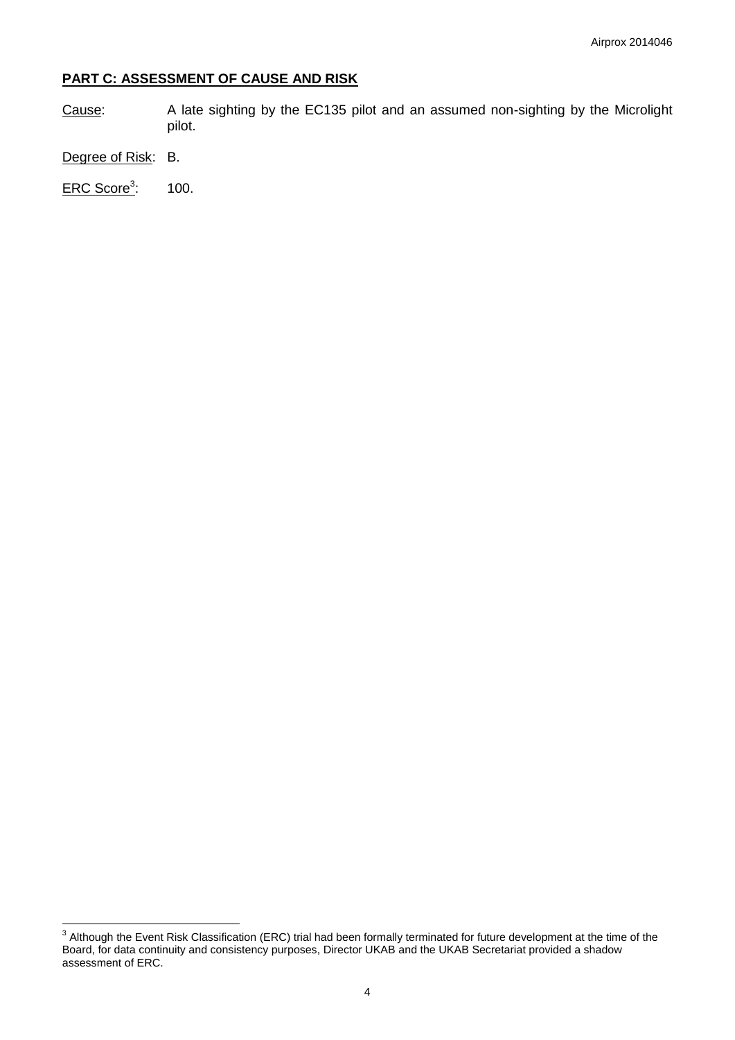## PART C: ASSESSMENT OF CAUSE AND RISK

Cause: A late sighting by the EC135 pilot and an assumed non-sighting by the Microlight pilot.

Degree of Risk: B.

ERC Score[3]: 100.

[3] Although the Event Risk Classification (ERC) trial had been formally terminated for future development at the time of the Board, for data continuity and consistency purposes, Director UKAB and the UKAB Secretariat provided a shadow assessment of ERC.